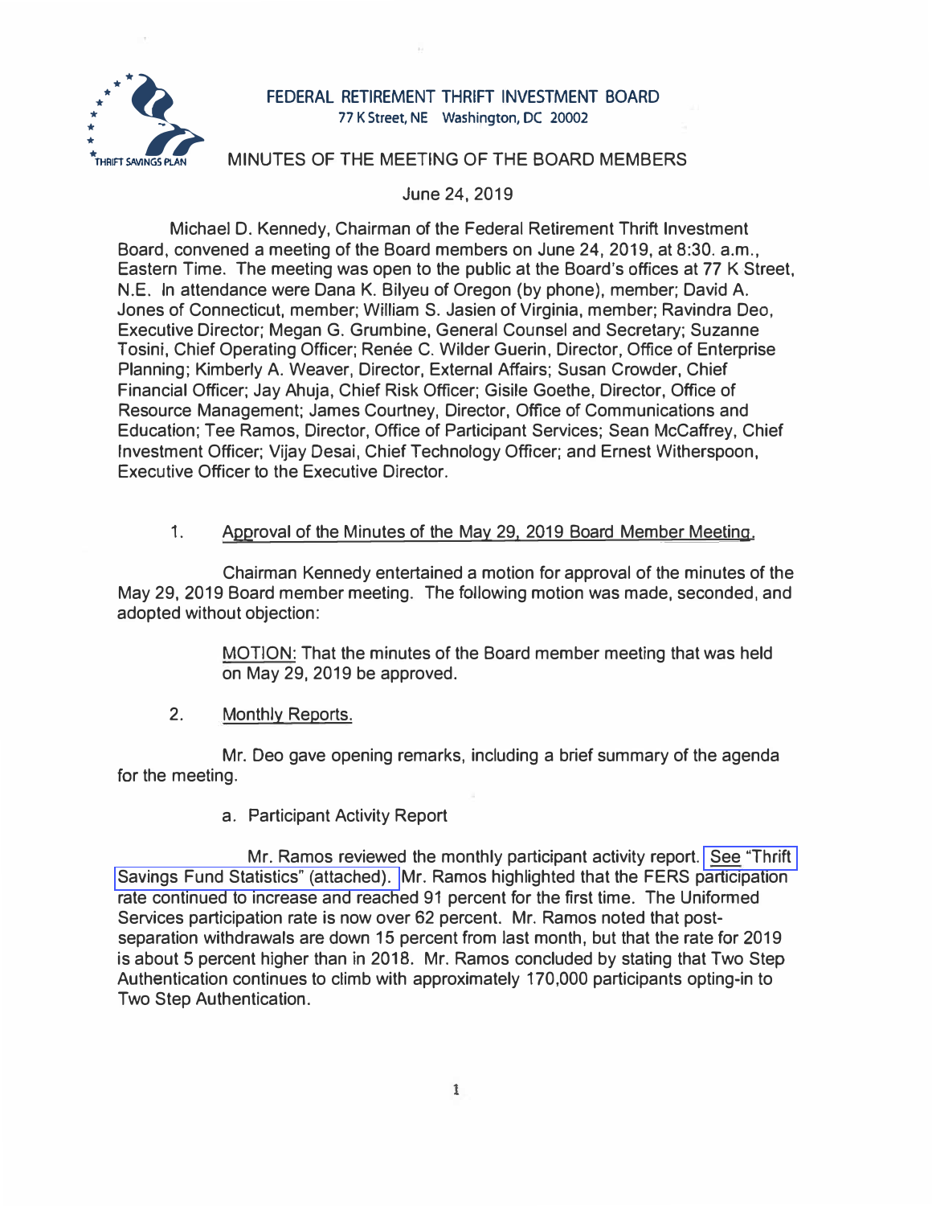FEDERAL RETIREMENT THRIFT INVESTMENT BOARD
77 K Street, NE Washington, DC 20002

# MINUTES OF THE MEETING OF THE BOARD MEMBERS

June 24, 2019

Michael D. Kennedy, Chairman of the Federal Retirement Thrift Investment Board, convened a meeting of the Board members on June 24, 2019, at 8:30. a.m., Eastern Time. The meeting was open to the public at the Board's offices at 77 K Street, N.E. In attendance were Dana K. Bilyeu of Oregon (by phone), member; David A. Jones of Connecticut, member; William S. Jasien of Virginia, member; Ravindra Deo, Executive Director; Megan G. Grumbine, General Counsel and Secretary; Suzanne Tosini, Chief Operating Officer; Renée C. Wilder Guerin, Director, Office of Enterprise Planning; Kimberly A. Weaver, Director, External Affairs; Susan Crowder, Chief Financial Officer; Jay Ahuja, Chief Risk Officer; Gisile Goethe, Director, Office of Resource Management; James Courtney, Director, Office of Communications and Education; Tee Ramos, Director, Office of Participant Services; Sean McCaffrey, Chief Investment Officer; Vijay Desai, Chief Technology Officer; and Ernest Witherspoon, Executive Officer to the Executive Director.

1. Approval of the Minutes of the May 29, 2019 Board Member Meeting.

Chairman Kennedy entertained a motion for approval of the minutes of the May 29, 2019 Board member meeting. The following motion was made, seconded, and adopted without objection:

> MOTION: That the minutes of the Board member meeting that was held on May 29, 2019 be approved.

2. Monthly Reports.

Mr. Deo gave opening remarks, including a brief summary of the agenda for the meeting.

a. Participant Activity Report

Mr. Ramos reviewed the monthly participant activity report. See "Thrift Savings Fund Statistics" (attached). Mr. Ramos highlighted that the FERS participation rate continued to increase and reached 91 percent for the first time. The Uniformed Services participation rate is now over 62 percent. Mr. Ramos noted that post-separation withdrawals are down 15 percent from last month, but that the rate for 2019 is about 5 percent higher than in 2018. Mr. Ramos concluded by stating that Two Step Authentication continues to climb with approximately 170,000 participants opting-in to Two Step Authentication.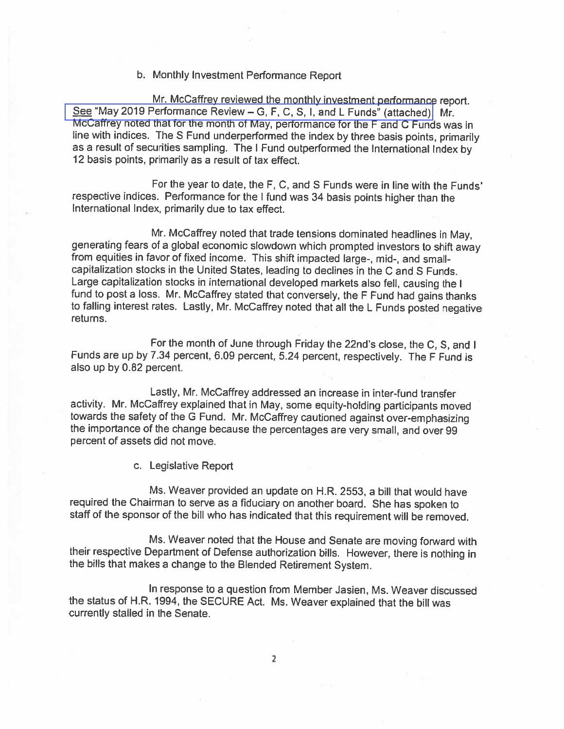b. Monthly Investment Performance Report

Mr. McCaffrey reviewed the monthly investment performance report. See "May 2019 Performance Review – G, F, C, S, I, and L Funds" (attached). Mr. McCaffrey noted that for the month of May, performance for the F and C Funds was in line with indices. The S Fund underperformed the index by three basis points, primarily as a result of securities sampling. The I Fund outperformed the International Index by 12 basis points, primarily as a result of tax effect.

For the year to date, the F, C, and S Funds were in line with the Funds' respective indices. Performance for the I fund was 34 basis points higher than the International Index, primarily due to tax effect.

Mr. McCaffrey noted that trade tensions dominated headlines in May, generating fears of a global economic slowdown which prompted investors to shift away from equities in favor of fixed income. This shift impacted large-, mid-, and small-capitalization stocks in the United States, leading to declines in the C and S Funds. Large capitalization stocks in international developed markets also fell, causing the I fund to post a loss. Mr. McCaffrey stated that conversely, the F Fund had gains thanks to falling interest rates. Lastly, Mr. McCaffrey noted that all the L Funds posted negative returns.

For the month of June through Friday the 22nd's close, the C, S, and I Funds are up by 7.34 percent, 6.09 percent, 5.24 percent, respectively. The F Fund is also up by 0.82 percent.

Lastly, Mr. McCaffrey addressed an increase in inter-fund transfer activity. Mr. McCaffrey explained that in May, some equity-holding participants moved towards the safety of the G Fund. Mr. McCaffrey cautioned against over-emphasizing the importance of the change because the percentages are very small, and over 99 percent of assets did not move.

c. Legislative Report

Ms. Weaver provided an update on H.R. 2553, a bill that would have required the Chairman to serve as a fiduciary on another board. She has spoken to staff of the sponsor of the bill who has indicated that this requirement will be removed.

Ms. Weaver noted that the House and Senate are moving forward with their respective Department of Defense authorization bills. However, there is nothing in the bills that makes a change to the Blended Retirement System.

In response to a question from Member Jasien, Ms. Weaver discussed the status of H.R. 1994, the SECURE Act. Ms. Weaver explained that the bill was currently stalled in the Senate.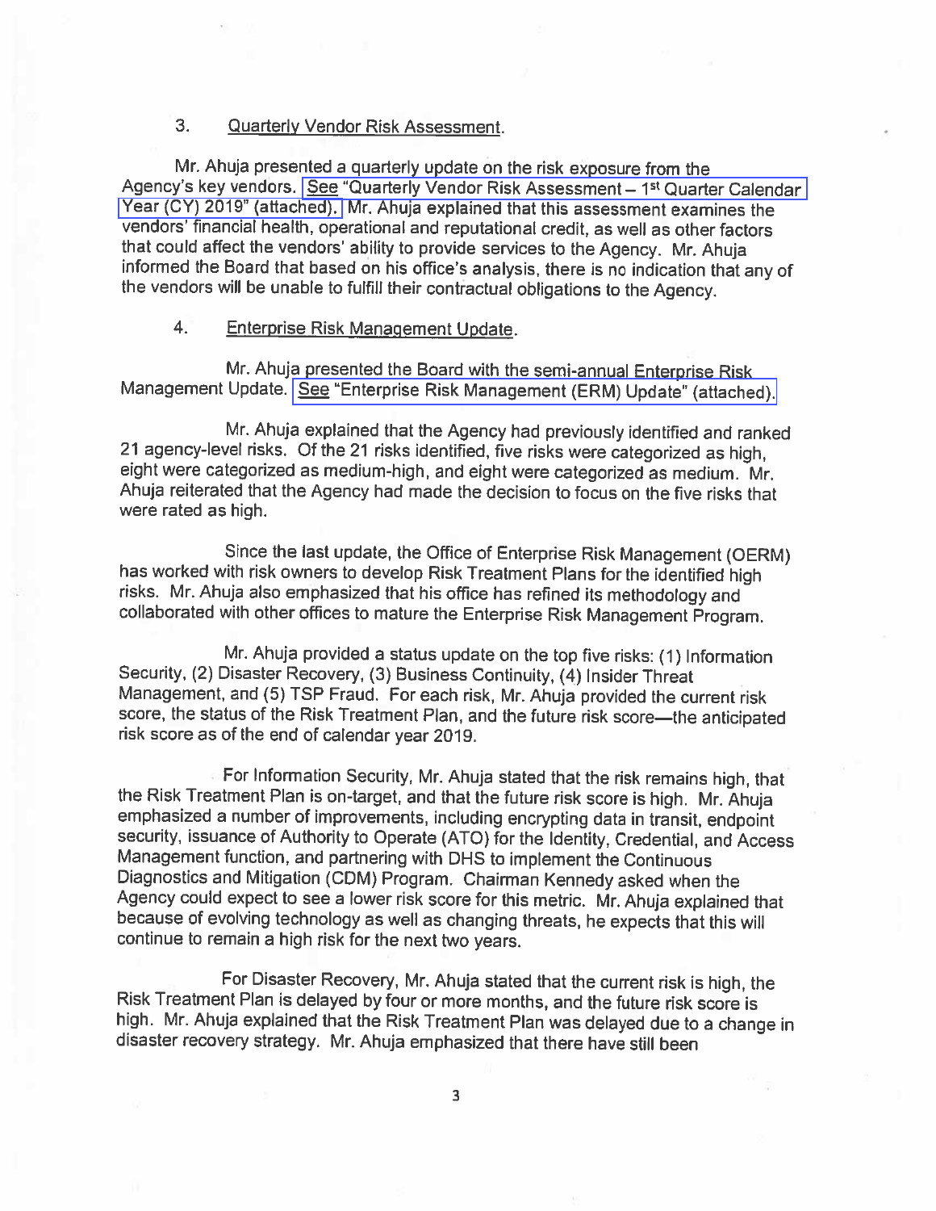3. Quarterly Vendor Risk Assessment.

Mr. Ahuja presented a quarterly update on the risk exposure from the Agency's key vendors. See "Quarterly Vendor Risk Assessment – 1st Quarter Calendar Year (CY) 2019" (attached). Mr. Ahuja explained that this assessment examines the vendors' financial health, operational and reputational credit, as well as other factors that could affect the vendors' ability to provide services to the Agency. Mr. Ahuja informed the Board that based on his office's analysis, there is no indication that any of the vendors will be unable to fulfill their contractual obligations to the Agency.

4. Enterprise Risk Management Update.

Mr. Ahuja presented the Board with the semi-annual Enterprise Risk Management Update. See "Enterprise Risk Management (ERM) Update" (attached).

Mr. Ahuja explained that the Agency had previously identified and ranked 21 agency-level risks. Of the 21 risks identified, five risks were categorized as high, eight were categorized as medium-high, and eight were categorized as medium. Mr. Ahuja reiterated that the Agency had made the decision to focus on the five risks that were rated as high.

Since the last update, the Office of Enterprise Risk Management (OERM) has worked with risk owners to develop Risk Treatment Plans for the identified high risks. Mr. Ahuja also emphasized that his office has refined its methodology and collaborated with other offices to mature the Enterprise Risk Management Program.

Mr. Ahuja provided a status update on the top five risks: (1) Information Security, (2) Disaster Recovery, (3) Business Continuity, (4) Insider Threat Management, and (5) TSP Fraud. For each risk, Mr. Ahuja provided the current risk score, the status of the Risk Treatment Plan, and the future risk score—the anticipated risk score as of the end of calendar year 2019.

For Information Security, Mr. Ahuja stated that the risk remains high, that the Risk Treatment Plan is on-target, and that the future risk score is high. Mr. Ahuja emphasized a number of improvements, including encrypting data in transit, endpoint security, issuance of Authority to Operate (ATO) for the Identity, Credential, and Access Management function, and partnering with DHS to implement the Continuous Diagnostics and Mitigation (CDM) Program. Chairman Kennedy asked when the Agency could expect to see a lower risk score for this metric. Mr. Ahuja explained that because of evolving technology as well as changing threats, he expects that this will continue to remain a high risk for the next two years.

For Disaster Recovery, Mr. Ahuja stated that the current risk is high, the Risk Treatment Plan is delayed by four or more months, and the future risk score is high. Mr. Ahuja explained that the Risk Treatment Plan was delayed due to a change in disaster recovery strategy. Mr. Ahuja emphasized that there have still been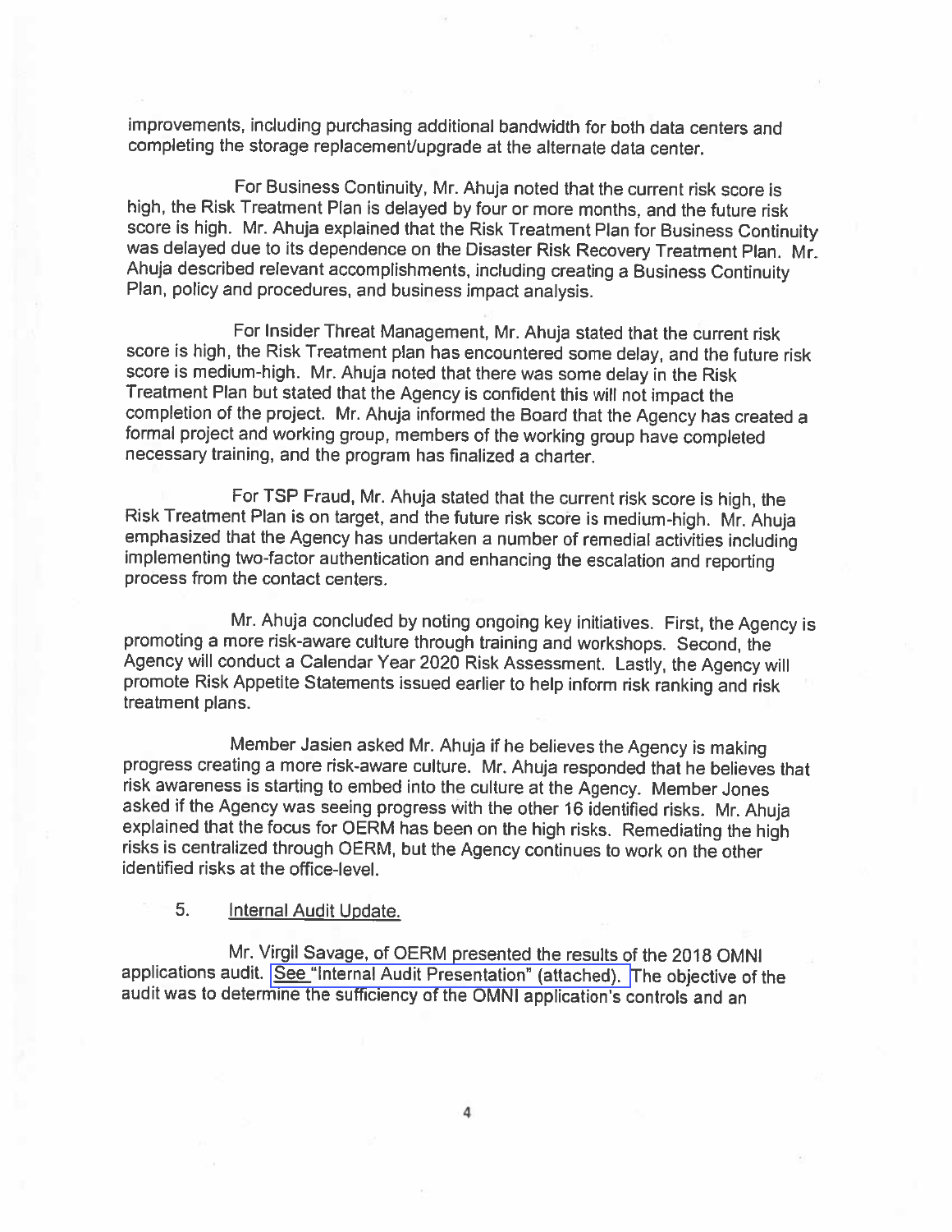improvements, including purchasing additional bandwidth for both data centers and completing the storage replacement/upgrade at the alternate data center.

For Business Continuity, Mr. Ahuja noted that the current risk score is high, the Risk Treatment Plan is delayed by four or more months, and the future risk score is high. Mr. Ahuja explained that the Risk Treatment Plan for Business Continuity was delayed due to its dependence on the Disaster Risk Recovery Treatment Plan. Mr. Ahuja described relevant accomplishments, including creating a Business Continuity Plan, policy and procedures, and business impact analysis.

For Insider Threat Management, Mr. Ahuja stated that the current risk score is high, the Risk Treatment plan has encountered some delay, and the future risk score is medium-high. Mr. Ahuja noted that there was some delay in the Risk Treatment Plan but stated that the Agency is confident this will not impact the completion of the project. Mr. Ahuja informed the Board that the Agency has created a formal project and working group, members of the working group have completed necessary training, and the program has finalized a charter.

For TSP Fraud, Mr. Ahuja stated that the current risk score is high, the Risk Treatment Plan is on target, and the future risk score is medium-high. Mr. Ahuja emphasized that the Agency has undertaken a number of remedial activities including implementing two-factor authentication and enhancing the escalation and reporting process from the contact centers.

Mr. Ahuja concluded by noting ongoing key initiatives. First, the Agency is promoting a more risk-aware culture through training and workshops. Second, the Agency will conduct a Calendar Year 2020 Risk Assessment. Lastly, the Agency will promote Risk Appetite Statements issued earlier to help inform risk ranking and risk treatment plans.

Member Jasien asked Mr. Ahuja if he believes the Agency is making progress creating a more risk-aware culture. Mr. Ahuja responded that he believes that risk awareness is starting to embed into the culture at the Agency. Member Jones asked if the Agency was seeing progress with the other 16 identified risks. Mr. Ahuja explained that the focus for OERM has been on the high risks. Remediating the high risks is centralized through OERM, but the Agency continues to work on the other identified risks at the office-level.

5. Internal Audit Update.

Mr. Virgil Savage, of OERM presented the results of the 2018 OMNI applications audit. See "Internal Audit Presentation" (attached). The objective of the audit was to determine the sufficiency of the OMNI application's controls and an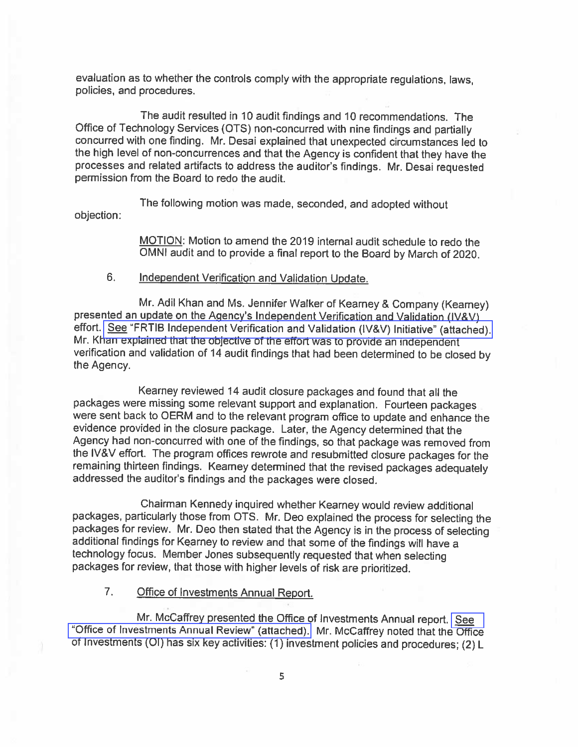evaluation as to whether the controls comply with the appropriate regulations, laws, policies, and procedures.

The audit resulted in 10 audit findings and 10 recommendations. The Office of Technology Services (OTS) non-concurred with nine findings and partially concurred with one finding. Mr. Desai explained that unexpected circumstances led to the high level of non-concurrences and that the Agency is confident that they have the processes and related artifacts to address the auditor's findings. Mr. Desai requested permission from the Board to redo the audit.

The following motion was made, seconded, and adopted without objection:

> MOTION: Motion to amend the 2019 internal audit schedule to redo the OMNI audit and to provide a final report to the Board by March of 2020.

6. Independent Verification and Validation Update.

Mr. Adil Khan and Ms. Jennifer Walker of Kearney & Company (Kearney) presented an update on the Agency's Independent Verification and Validation (IV&V) effort. See "FRTIB Independent Verification and Validation (IV&V) Initiative" (attached). Mr. Khan explained that the objective of the effort was to provide an independent verification and validation of 14 audit findings that had been determined to be closed by the Agency.

Kearney reviewed 14 audit closure packages and found that all the packages were missing some relevant support and explanation. Fourteen packages were sent back to OERM and to the relevant program office to update and enhance the evidence provided in the closure package. Later, the Agency determined that the Agency had non-concurred with one of the findings, so that package was removed from the IV&V effort. The program offices rewrote and resubmitted closure packages for the remaining thirteen findings. Kearney determined that the revised packages adequately addressed the auditor's findings and the packages were closed.

Chairman Kennedy inquired whether Kearney would review additional packages, particularly those from OTS. Mr. Deo explained the process for selecting the packages for review. Mr. Deo then stated that the Agency is in the process of selecting additional findings for Kearney to review and that some of the findings will have a technology focus. Member Jones subsequently requested that when selecting packages for review, that those with higher levels of risk are prioritized.

7. Office of Investments Annual Report.

Mr. McCaffrey presented the Office of Investments Annual report. See "Office of Investments Annual Review" (attached). Mr. McCaffrey noted that the Office of Investments (OI) has six key activities: (1) investment policies and procedures; (2) L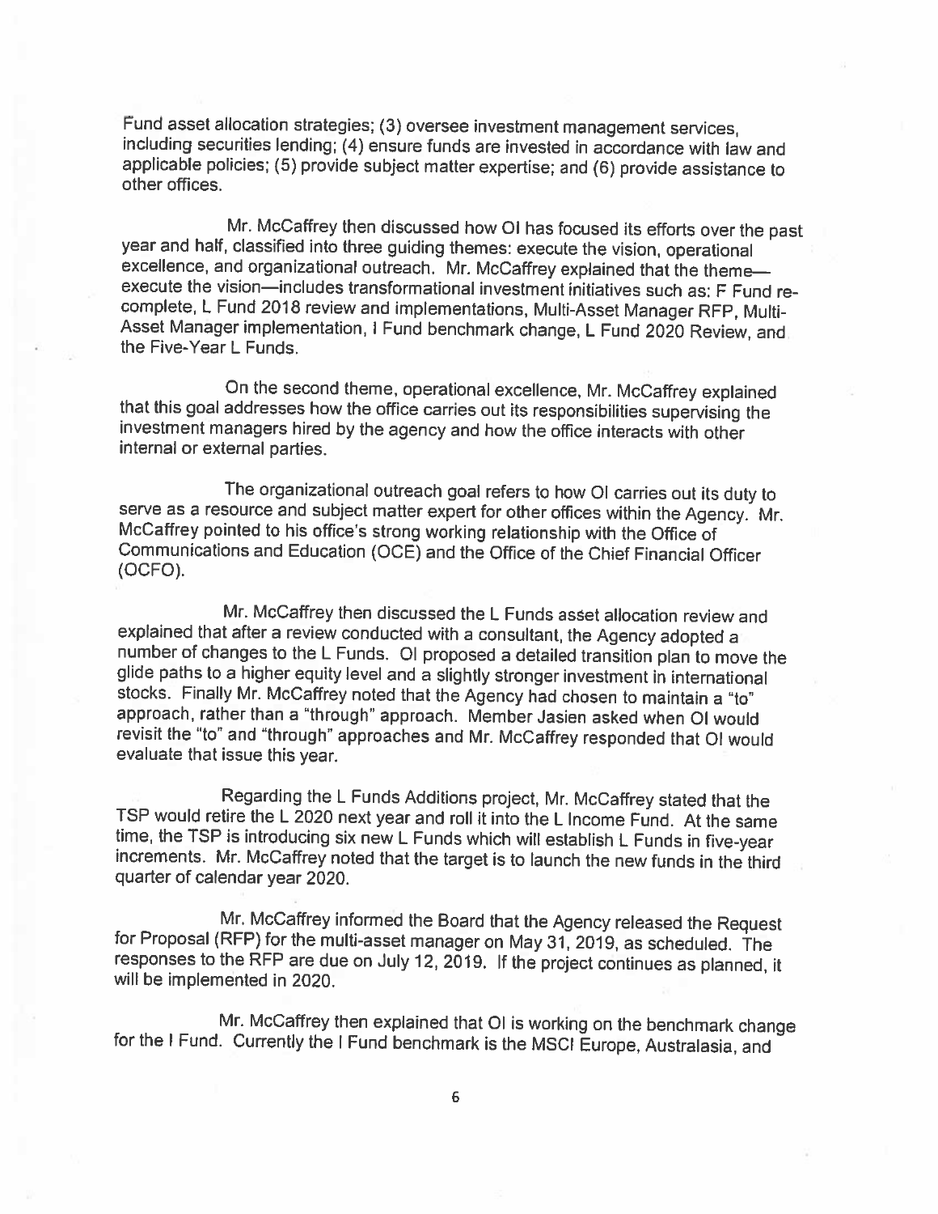Fund asset allocation strategies; (3) oversee investment management services, including securities lending; (4) ensure funds are invested in accordance with law and applicable policies; (5) provide subject matter expertise; and (6) provide assistance to other offices.

Mr. McCaffrey then discussed how OI has focused its efforts over the past year and half, classified into three guiding themes: execute the vision, operational excellence, and organizational outreach. Mr. McCaffrey explained that the theme—execute the vision—includes transformational investment initiatives such as: F Fund re-complete, L Fund 2018 review and implementations, Multi-Asset Manager RFP, Multi-Asset Manager implementation, I Fund benchmark change, L Fund 2020 Review, and the Five-Year L Funds.

On the second theme, operational excellence, Mr. McCaffrey explained that this goal addresses how the office carries out its responsibilities supervising the investment managers hired by the agency and how the office interacts with other internal or external parties.

The organizational outreach goal refers to how OI carries out its duty to serve as a resource and subject matter expert for other offices within the Agency. Mr. McCaffrey pointed to his office's strong working relationship with the Office of Communications and Education (OCE) and the Office of the Chief Financial Officer (OCFO).

Mr. McCaffrey then discussed the L Funds asset allocation review and explained that after a review conducted with a consultant, the Agency adopted a number of changes to the L Funds. OI proposed a detailed transition plan to move the glide paths to a higher equity level and a slightly stronger investment in international stocks. Finally Mr. McCaffrey noted that the Agency had chosen to maintain a "to" approach, rather than a "through" approach. Member Jasien asked when OI would revisit the "to" and "through" approaches and Mr. McCaffrey responded that OI would evaluate that issue this year.

Regarding the L Funds Additions project, Mr. McCaffrey stated that the TSP would retire the L 2020 next year and roll it into the L Income Fund. At the same time, the TSP is introducing six new L Funds which will establish L Funds in five-year increments. Mr. McCaffrey noted that the target is to launch the new funds in the third quarter of calendar year 2020.

Mr. McCaffrey informed the Board that the Agency released the Request for Proposal (RFP) for the multi-asset manager on May 31, 2019, as scheduled. The responses to the RFP are due on July 12, 2019. If the project continues as planned, it will be implemented in 2020.

Mr. McCaffrey then explained that OI is working on the benchmark change for the I Fund. Currently the I Fund benchmark is the MSCI Europe, Australasia, and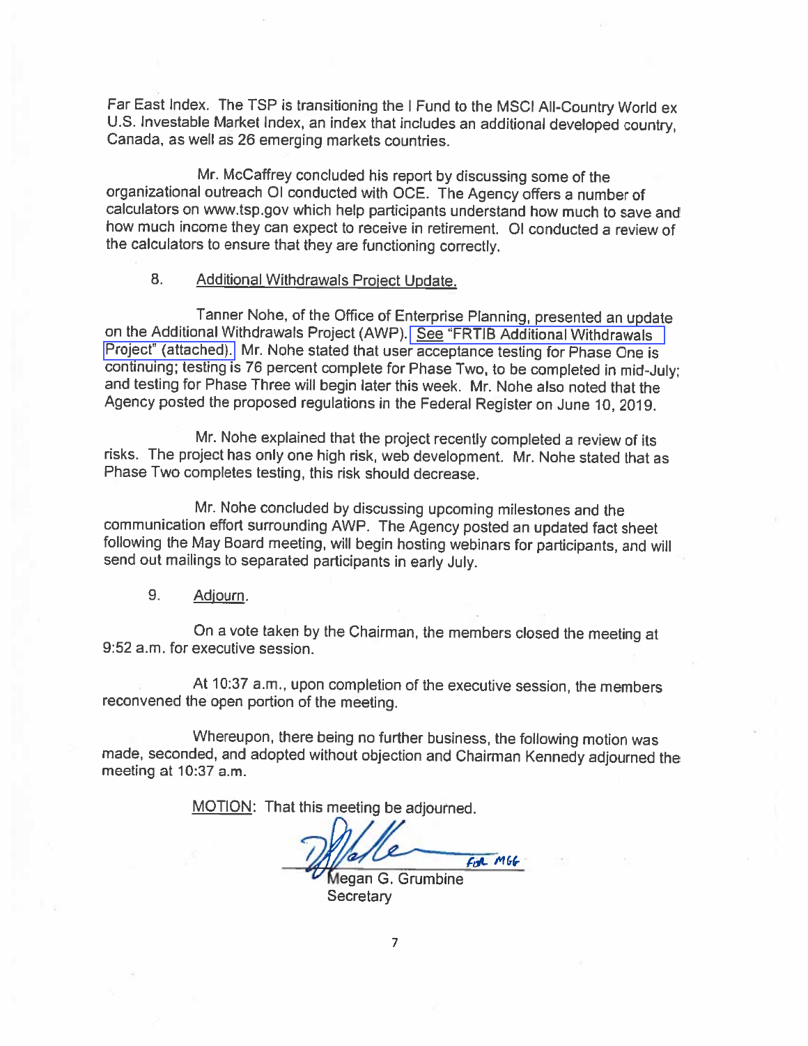Far East Index. The TSP is transitioning the I Fund to the MSCI All-Country World ex U.S. Investable Market Index, an index that includes an additional developed country, Canada, as well as 26 emerging markets countries.

Mr. McCaffrey concluded his report by discussing some of the organizational outreach OI conducted with OCE. The Agency offers a number of calculators on www.tsp.gov which help participants understand how much to save and how much income they can expect to receive in retirement. OI conducted a review of the calculators to ensure that they are functioning correctly.

8. Additional Withdrawals Project Update.

Tanner Nohe, of the Office of Enterprise Planning, presented an update on the Additional Withdrawals Project (AWP). See "FRTIB Additional Withdrawals Project" (attached). Mr. Nohe stated that user acceptance testing for Phase One is continuing; testing is 76 percent complete for Phase Two, to be completed in mid-July; and testing for Phase Three will begin later this week. Mr. Nohe also noted that the Agency posted the proposed regulations in the Federal Register on June 10, 2019.

Mr. Nohe explained that the project recently completed a review of its risks. The project has only one high risk, web development. Mr. Nohe stated that as Phase Two completes testing, this risk should decrease.

Mr. Nohe concluded by discussing upcoming milestones and the communication effort surrounding AWP. The Agency posted an updated fact sheet following the May Board meeting, will begin hosting webinars for participants, and will send out mailings to separated participants in early July.

9. Adjourn.

On a vote taken by the Chairman, the members closed the meeting at 9:52 a.m. for executive session.

At 10:37 a.m., upon completion of the executive session, the members reconvened the open portion of the meeting.

Whereupon, there being no further business, the following motion was made, seconded, and adopted without objection and Chairman Kennedy adjourned the meeting at 10:37 a.m.

MOTION: That this meeting be adjourned.

for MGG

Megan G. Grumbine
Secretary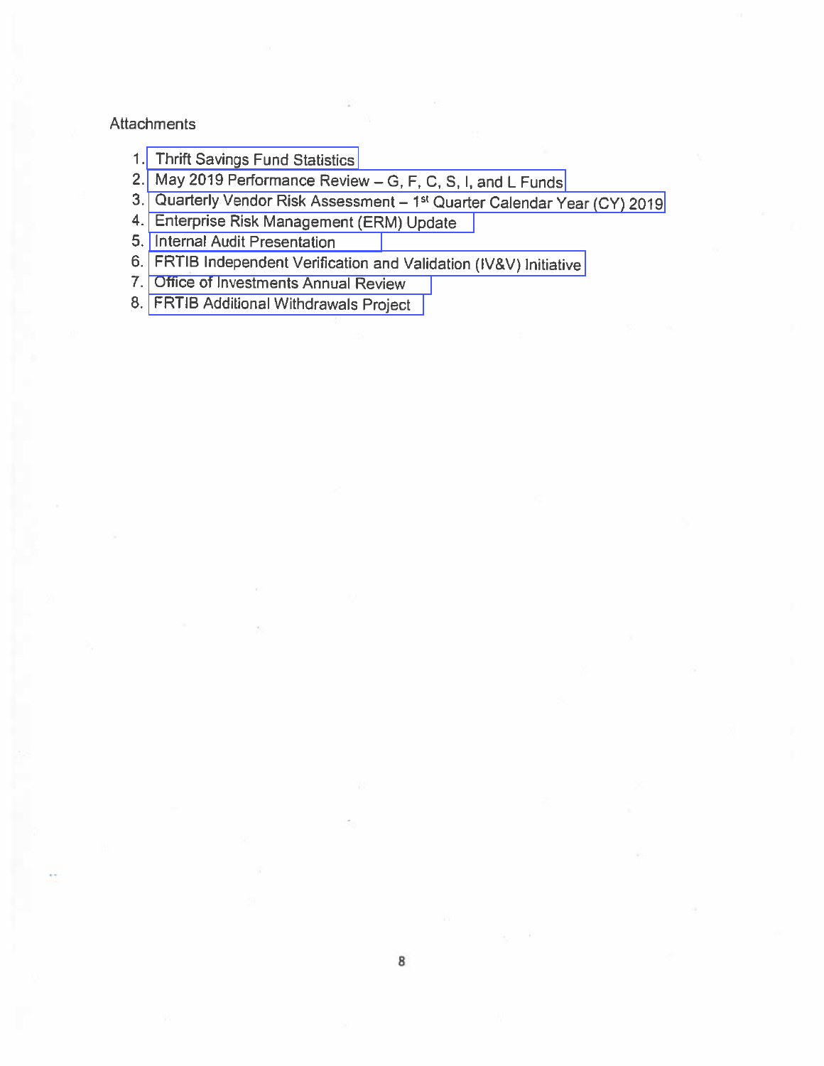Attachments

1. Thrift Savings Fund Statistics
2. May 2019 Performance Review – G, F, C, S, I, and L Funds
3. Quarterly Vendor Risk Assessment – 1st Quarter Calendar Year (CY) 2019
4. Enterprise Risk Management (ERM) Update
5. Internal Audit Presentation
6. FRTIB Independent Verification and Validation (IV&V) Initiative
7. Office of Investments Annual Review
8. FRTIB Additional Withdrawals Project